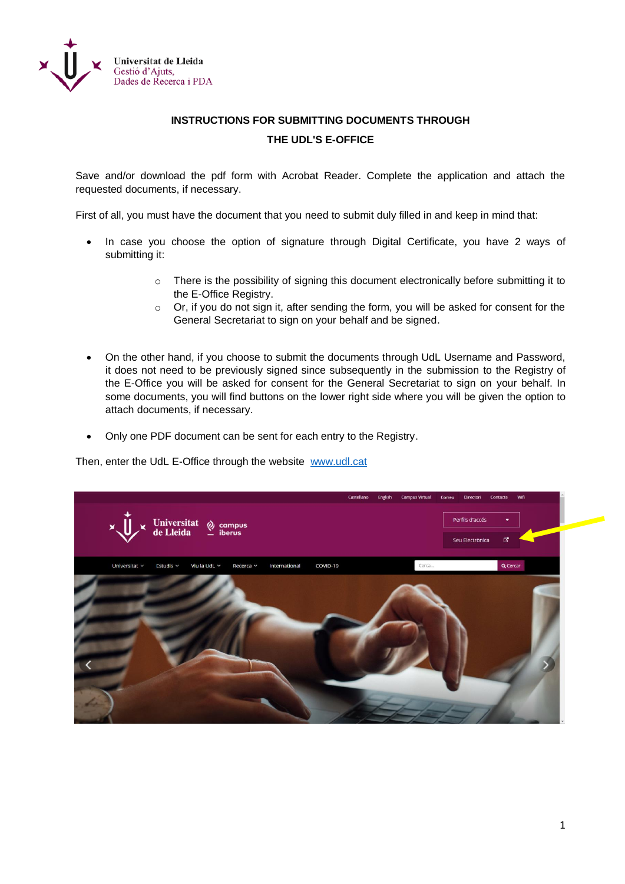Universitat de Lleida
Gestió d'Ajuts,
Dades de Recerca i PDA

## INSTRUCTIONS FOR SUBMITTING DOCUMENTS THROUGH THE UDL'S E-OFFICE

Save and/or download the pdf form with Acrobat Reader. Complete the application and attach the requested documents, if necessary.

First of all, you must have the document that you need to submit duly filled in and keep in mind that:

- In case you choose the option of signature through Digital Certificate, you have 2 ways of submitting it:
  - There is the possibility of signing this document electronically before submitting it to the E-Office Registry.
  - Or, if you do not sign it, after sending the form, you will be asked for consent for the General Secretariat to sign on your behalf and be signed.

- On the other hand, if you choose to submit the documents through UdL Username and Password, it does not need to be previously signed since subsequently in the submission to the Registry of the E-Office you will be asked for consent for the General Secretariat to sign on your behalf. In some documents, you will find buttons on the lower right side where you will be given the option to attach documents, if necessary.

- Only one PDF document can be sent for each entry to the Registry.

Then, enter the UdL E-Office through the website [www.udl.cat](http://www.udl.cat)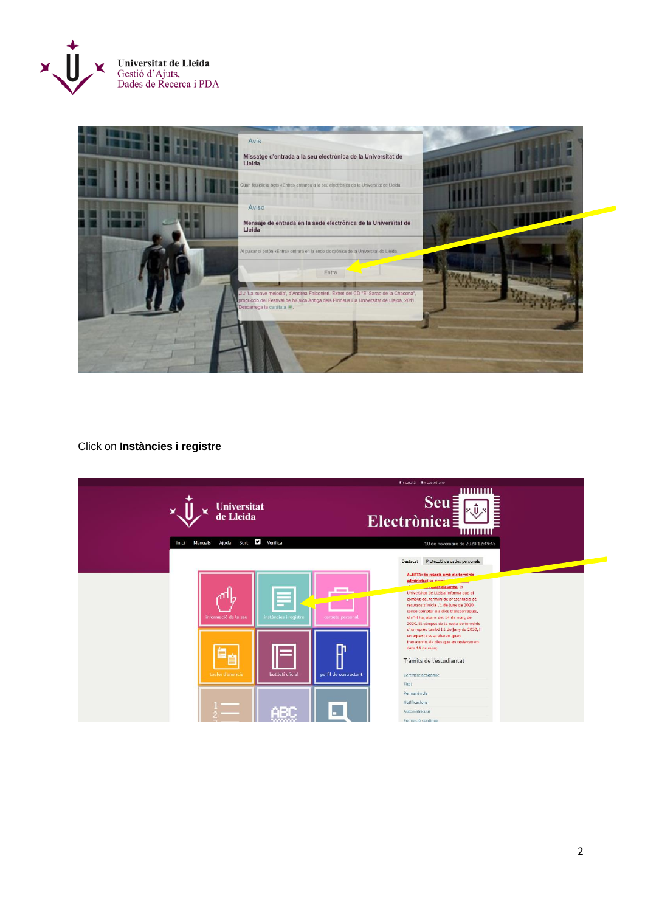Click on **Instàncies i registre**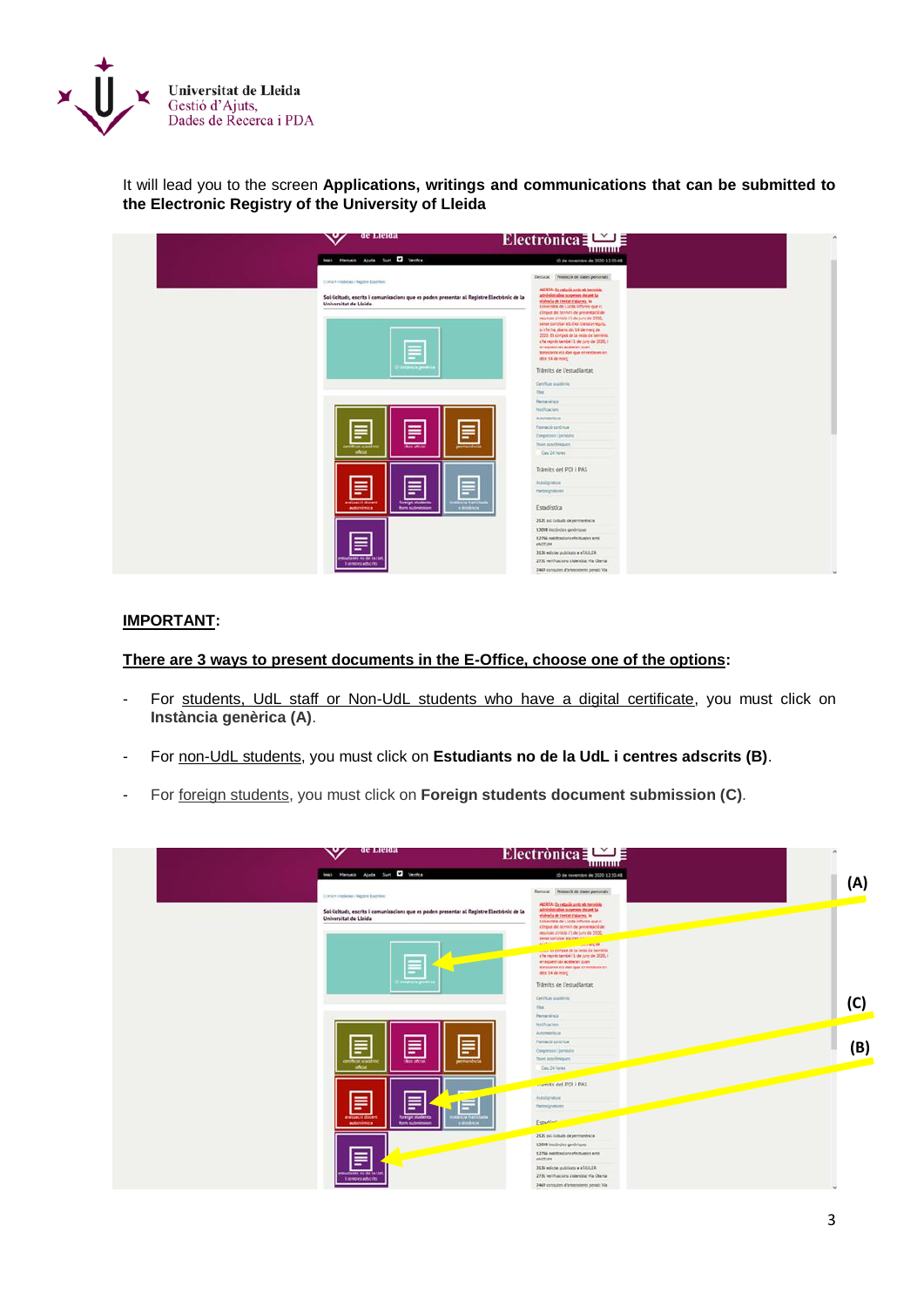It will lead you to the screen **Applications, writings and communications that can be submitted to the Electronic Registry of the University of Lleida**

**IMPORTANT**:

**There are 3 ways to present documents in the E-Office, choose one of the options**:

- For students, UdL staff or Non-UdL students who have a digital certificate, you must click on **Instància genèrica (A)**.
- For non-UdL students, you must click on **Estudiants no de la UdL i centres adscrits (B)**.
- For foreign students, you must click on **Foreign students document submission (C)**.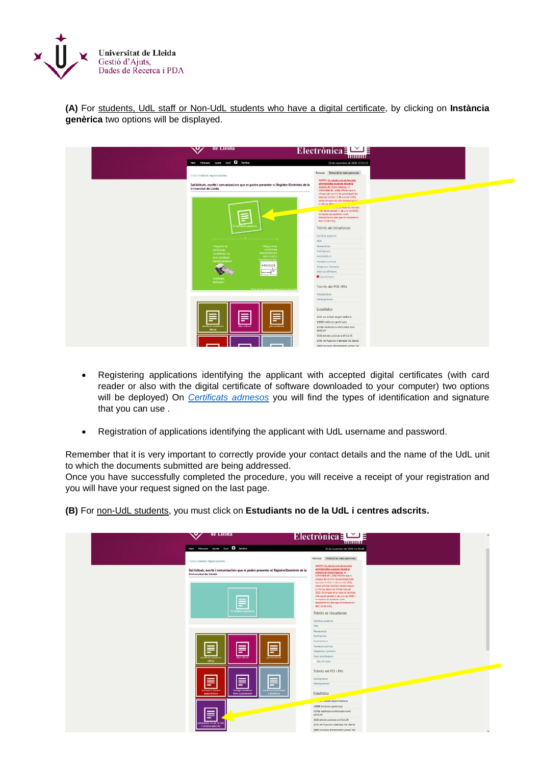**(A)** For students, UdL staff or Non-UdL students who have a digital certificate, by clicking on **Instància genèrica** two options will be displayed.

- Registering applications identifying the applicant with accepted digital certificates (with card reader or also with the digital certificate of software downloaded to your computer) two options will be deployed) On *Certificats admesos* you will find the types of identification and signature that you can use .
- Registration of applications identifying the applicant with UdL username and password.

Remember that it is very important to correctly provide your contact details and the name of the UdL unit to which the documents submitted are being addressed.
Once you have successfully completed the procedure, you will receive a receipt of your registration and you will have your request signed on the last page.

**(B)** For non-UdL students, you must click on **Estudiants no de la UdL i centres adscrits.**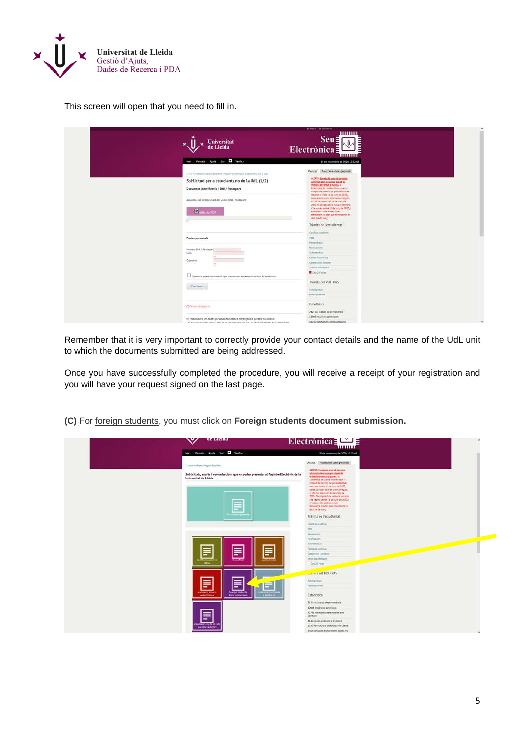This screen will open that you need to fill in.

Remember that it is very important to correctly provide your contact details and the name of the UdL unit to which the documents submitted are being addressed.

Once you have successfully completed the procedure, you will receive a receipt of your registration and you will have your request signed on the last page.

**(C)** For foreign students, you must click on **Foreign students document submission.**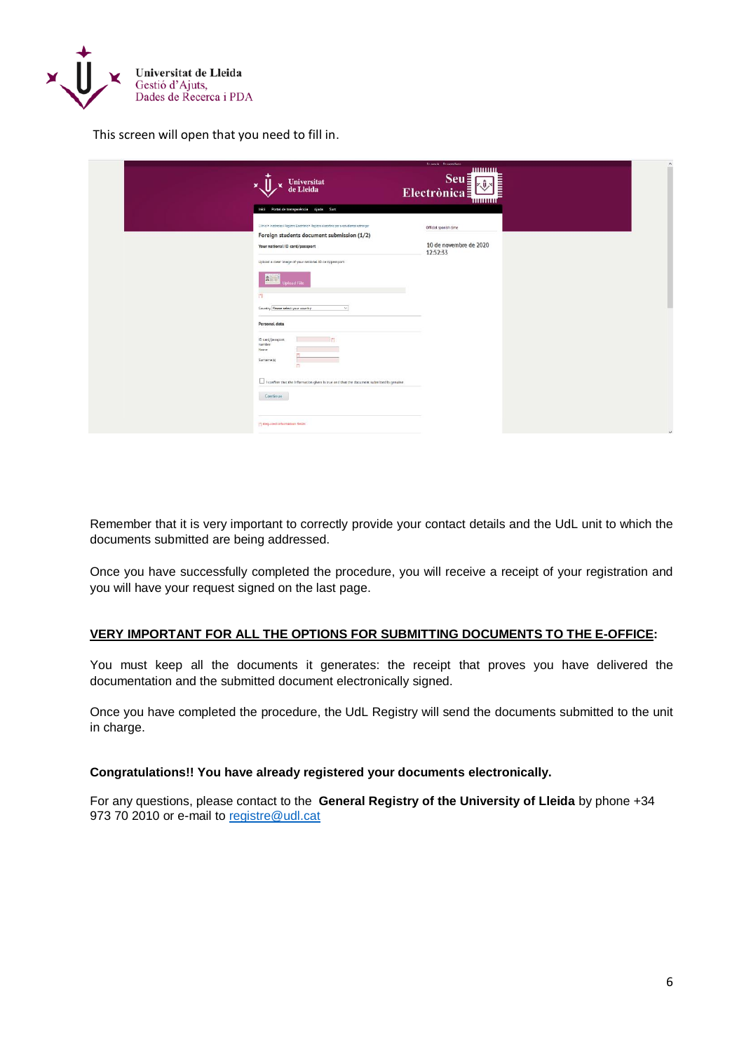This screen will open that you need to fill in.

Remember that it is very important to correctly provide your contact details and the UdL unit to which the documents submitted are being addressed.

Once you have successfully completed the procedure, you will receive a receipt of your registration and you will have your request signed on the last page.

**VERY IMPORTANT FOR ALL THE OPTIONS FOR SUBMITTING DOCUMENTS TO THE E-OFFICE:**

You must keep all the documents it generates: the receipt that proves you have delivered the documentation and the submitted document electronically signed.

Once you have completed the procedure, the UdL Registry will send the documents submitted to the unit in charge.

**Congratulations!! You have already registered your documents electronically.**

For any questions, please contact to the **General Registry of the University of Lleida** by phone +34 973 70 2010 or e-mail to registre@udl.cat